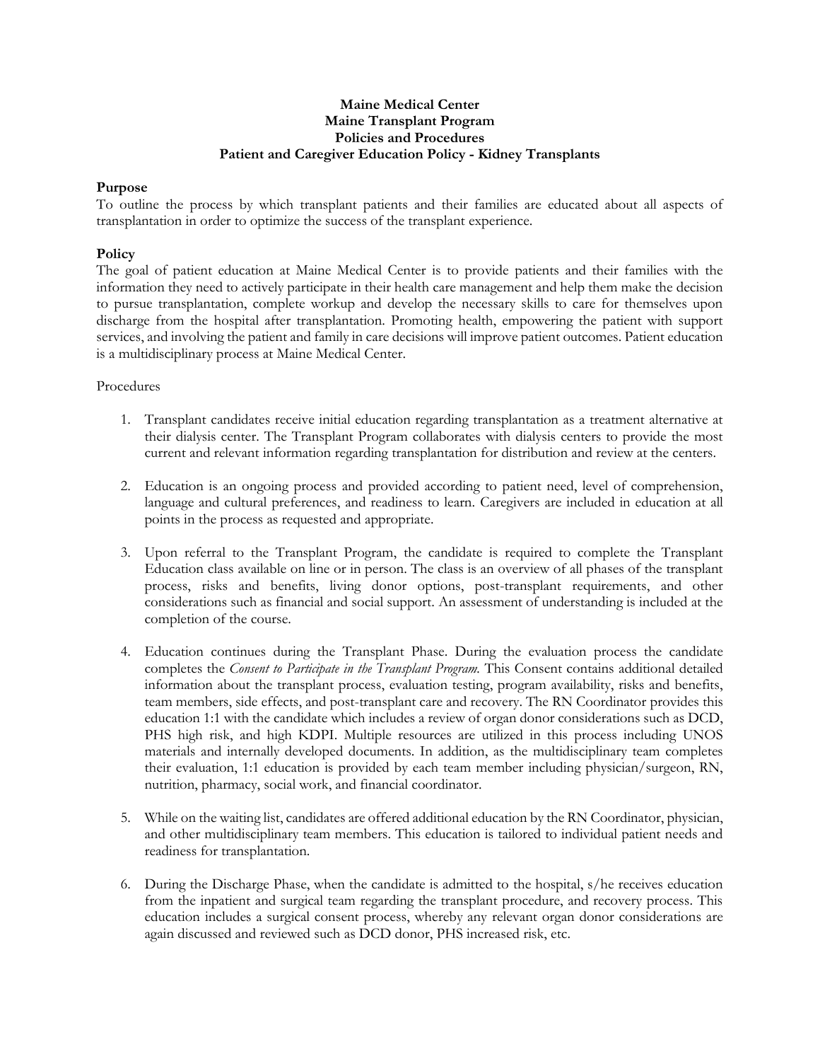**Maine Medical Center**
**Maine Transplant Program**
**Policies and Procedures**
**Patient and Caregiver Education Policy - Kidney Transplants**

**Purpose**

To outline the process by which transplant patients and their families are educated about all aspects of transplantation in order to optimize the success of the transplant experience.

**Policy**

The goal of patient education at Maine Medical Center is to provide patients and their families with the information they need to actively participate in their health care management and help them make the decision to pursue transplantation, complete workup and develop the necessary skills to care for themselves upon discharge from the hospital after transplantation. Promoting health, empowering the patient with support services, and involving the patient and family in care decisions will improve patient outcomes. Patient education is a multidisciplinary process at Maine Medical Center.

Procedures

1. Transplant candidates receive initial education regarding transplantation as a treatment alternative at their dialysis center. The Transplant Program collaborates with dialysis centers to provide the most current and relevant information regarding transplantation for distribution and review at the centers.

2. Education is an ongoing process and provided according to patient need, level of comprehension, language and cultural preferences, and readiness to learn. Caregivers are included in education at all points in the process as requested and appropriate.

3. Upon referral to the Transplant Program, the candidate is required to complete the Transplant Education class available on line or in person. The class is an overview of all phases of the transplant process, risks and benefits, living donor options, post-transplant requirements, and other considerations such as financial and social support. An assessment of understanding is included at the completion of the course.

4. Education continues during the Transplant Phase. During the evaluation process the candidate completes the *Consent to Participate in the Transplant Program.* This Consent contains additional detailed information about the transplant process, evaluation testing, program availability, risks and benefits, team members, side effects, and post-transplant care and recovery. The RN Coordinator provides this education 1:1 with the candidate which includes a review of organ donor considerations such as DCD, PHS high risk, and high KDPI. Multiple resources are utilized in this process including UNOS materials and internally developed documents. In addition, as the multidisciplinary team completes their evaluation, 1:1 education is provided by each team member including physician/surgeon, RN, nutrition, pharmacy, social work, and financial coordinator.

5. While on the waiting list, candidates are offered additional education by the RN Coordinator, physician, and other multidisciplinary team members. This education is tailored to individual patient needs and readiness for transplantation.

6. During the Discharge Phase, when the candidate is admitted to the hospital, s/he receives education from the inpatient and surgical team regarding the transplant procedure, and recovery process. This education includes a surgical consent process, whereby any relevant organ donor considerations are again discussed and reviewed such as DCD donor, PHS increased risk, etc.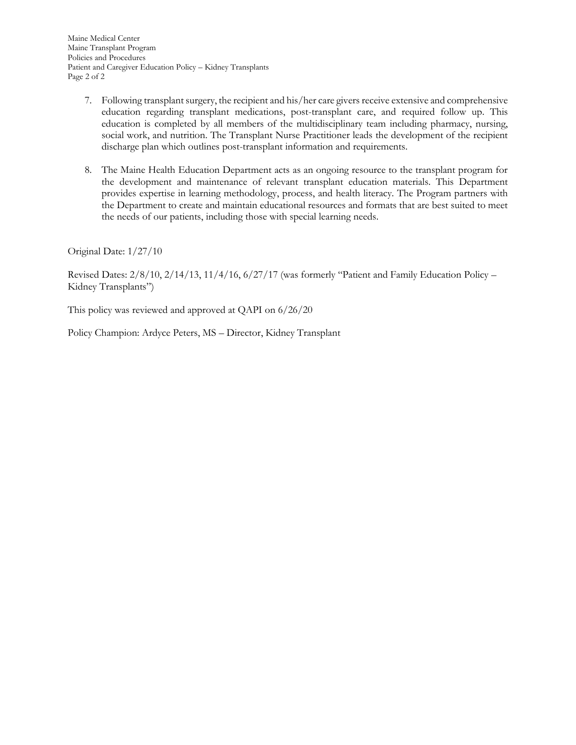7. Following transplant surgery, the recipient and his/her care givers receive extensive and comprehensive education regarding transplant medications, post-transplant care, and required follow up. This education is completed by all members of the multidisciplinary team including pharmacy, nursing, social work, and nutrition. The Transplant Nurse Practitioner leads the development of the recipient discharge plan which outlines post-transplant information and requirements.

8. The Maine Health Education Department acts as an ongoing resource to the transplant program for the development and maintenance of relevant transplant education materials. This Department provides expertise in learning methodology, process, and health literacy. The Program partners with the Department to create and maintain educational resources and formats that are best suited to meet the needs of our patients, including those with special learning needs.

Original Date: 1/27/10

Revised Dates: 2/8/10, 2/14/13, 11/4/16, 6/27/17 (was formerly "Patient and Family Education Policy – Kidney Transplants")

This policy was reviewed and approved at QAPI on 6/26/20

Policy Champion: Ardyce Peters, MS – Director, Kidney Transplant